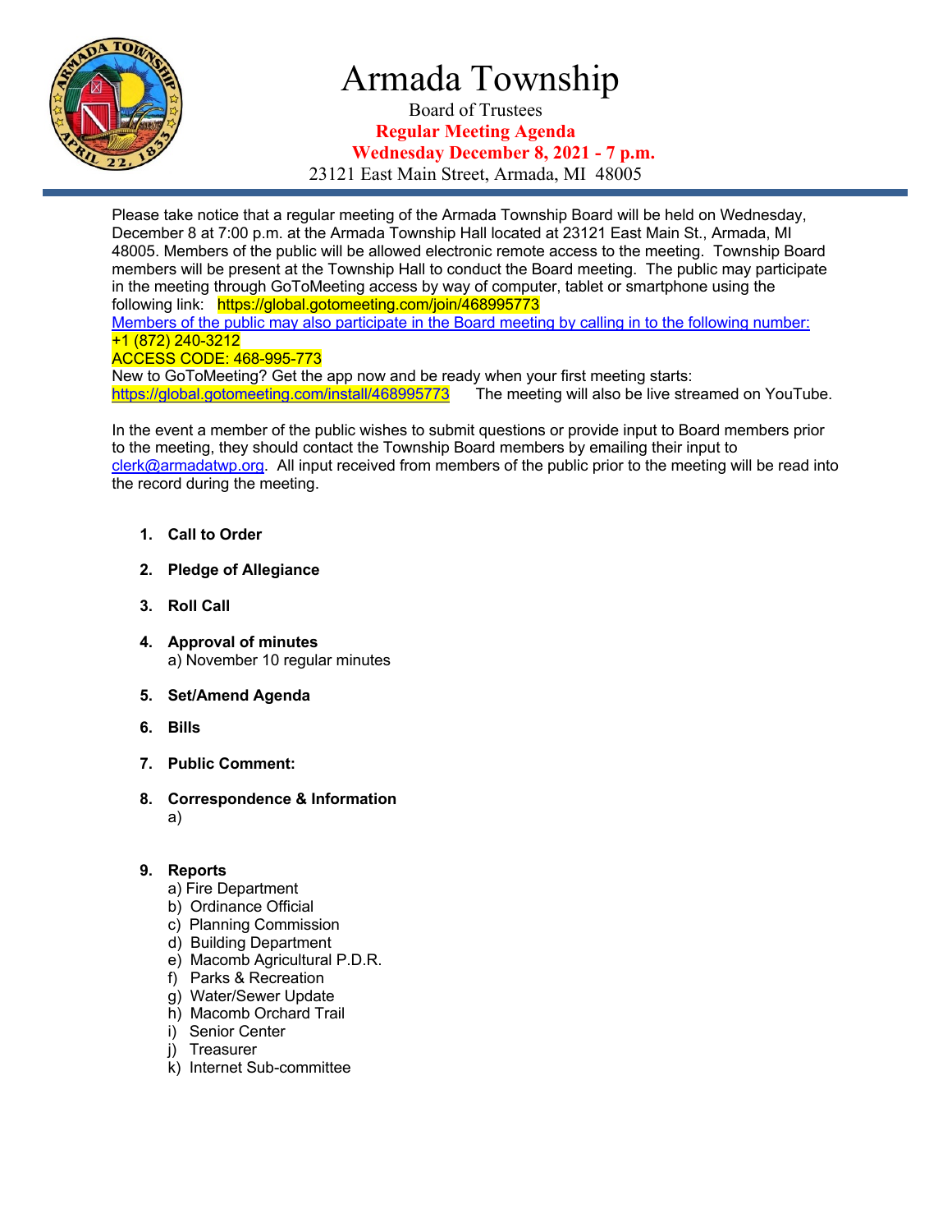# Armada Township

Board of Trustees

**Regular Meeting Agenda**

**Wednesday December 8, 2021 - 7 p.m.**

23121 East Main Street, Armada, MI 48005

Please take notice that a regular meeting of the Armada Township Board will be held on Wednesday, December 8 at 7:00 p.m. at the Armada Township Hall located at 23121 East Main St., Armada, MI 48005. Members of the public will be allowed electronic remote access to the meeting. Township Board members will be present at the Township Hall to conduct the Board meeting. The public may participate in the meeting through GoToMeeting access by way of computer, tablet or smartphone using the following link: https://global.gotomeeting.com/join/468995773

Members of the public may also participate in the Board meeting by calling in to the following number:
+1 (872) 240-3212
ACCESS CODE: 468-995-773

New to GoToMeeting? Get the app now and be ready when your first meeting starts:
https://global.gotomeeting.com/install/468995773 The meeting will also be live streamed on YouTube.

In the event a member of the public wishes to submit questions or provide input to Board members prior to the meeting, they should contact the Township Board members by emailing their input to clerk@armadatwp.org. All input received from members of the public prior to the meeting will be read into the record during the meeting.

1. **Call to Order**
2. **Pledge of Allegiance**
3. **Roll Call**
4. **Approval of minutes**
   a) November 10 regular minutes
5. **Set/Amend Agenda**
6. **Bills**
7. **Public Comment:**
8. **Correspondence & Information**
   a)
9. **Reports**
   a) Fire Department
   b) Ordinance Official
   c) Planning Commission
   d) Building Department
   e) Macomb Agricultural P.D.R.
   f) Parks & Recreation
   g) Water/Sewer Update
   h) Macomb Orchard Trail
   i) Senior Center
   j) Treasurer
   k) Internet Sub-committee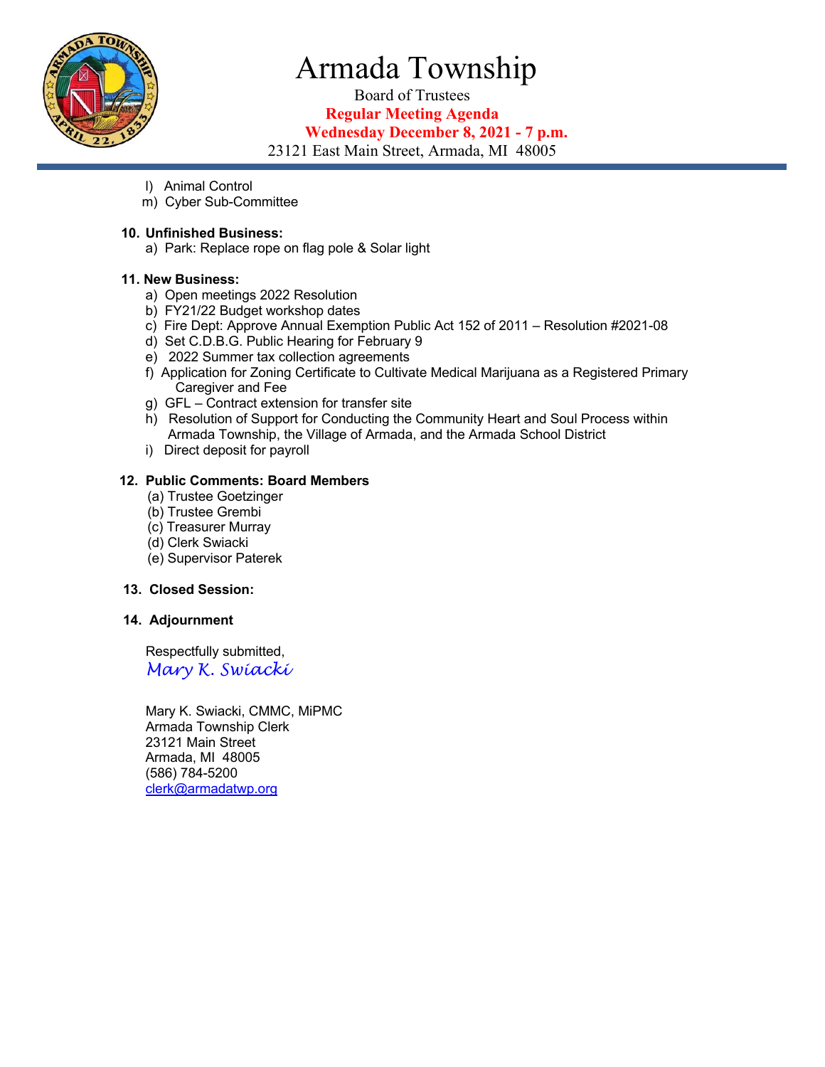# Armada Township

Board of Trustees

**Regular Meeting Agenda**

**Wednesday December 8, 2021 - 7 p.m.**

23121 East Main Street, Armada, MI 48005

l) Animal Control
m) Cyber Sub-Committee

**10. Unfinished Business:**

a) Park: Replace rope on flag pole & Solar light

**11. New Business:**

a) Open meetings 2022 Resolution
b) FY21/22 Budget workshop dates
c) Fire Dept: Approve Annual Exemption Public Act 152 of 2011 – Resolution #2021-08
d) Set C.D.B.G. Public Hearing for February 9
e) 2022 Summer tax collection agreements
f) Application for Zoning Certificate to Cultivate Medical Marijuana as a Registered Primary Caregiver and Fee
g) GFL – Contract extension for transfer site
h) Resolution of Support for Conducting the Community Heart and Soul Process within Armada Township, the Village of Armada, and the Armada School District
i) Direct deposit for payroll

**12. Public Comments: Board Members**

(a) Trustee Goetzinger
(b) Trustee Grembi
(c) Treasurer Murray
(d) Clerk Swiacki
(e) Supervisor Paterek

**13. Closed Session:**

**14. Adjournment**

Respectfully submitted,

*Mary K. Swiacki*

Mary K. Swiacki, CMMC, MiPMC
Armada Township Clerk
23121 Main Street
Armada, MI 48005
(586) 784-5200
clerk@armadatwp.org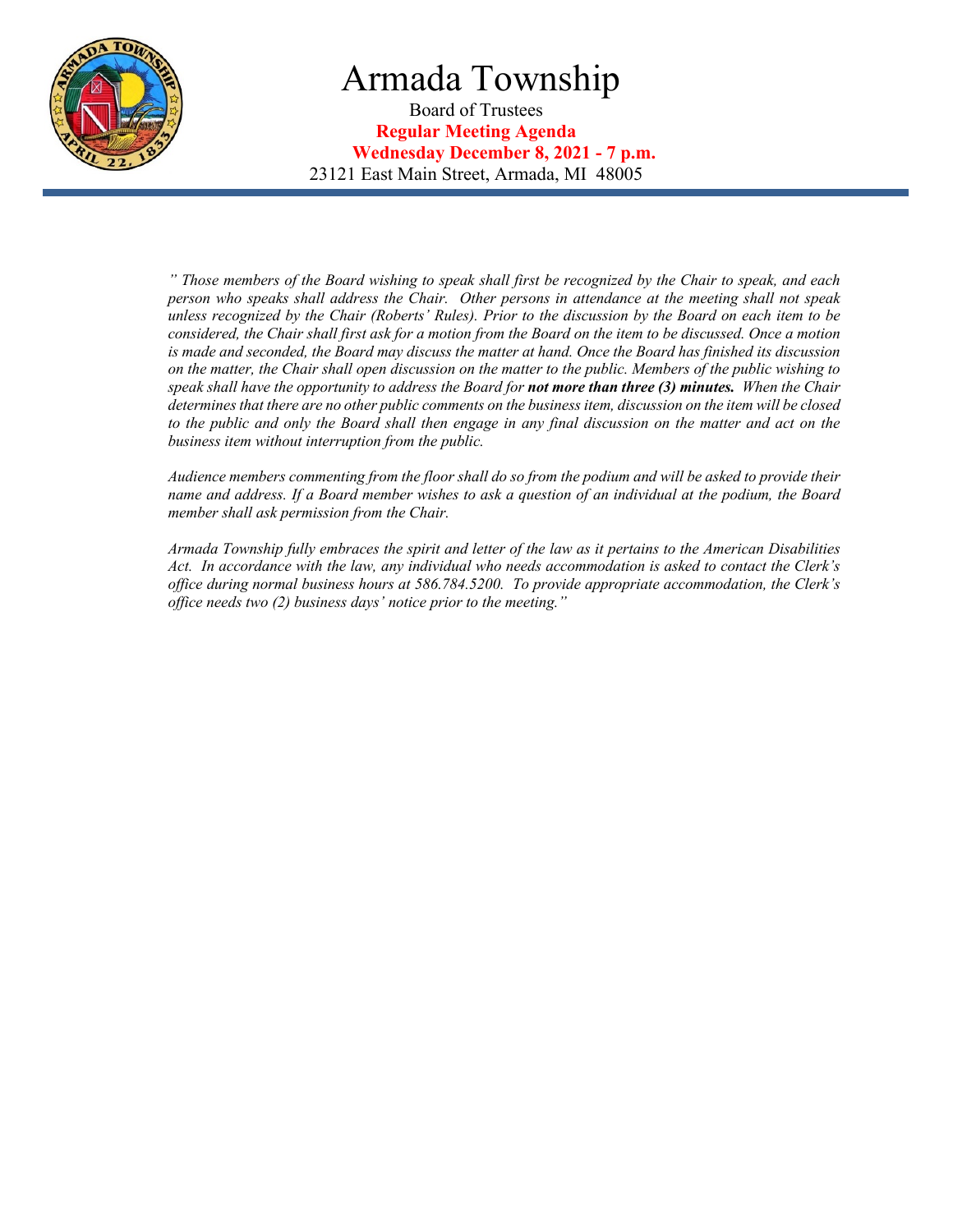# Armada Township

Board of Trustees

**Regular Meeting Agenda**

**Wednesday December 8, 2021 - 7 p.m.**

23121 East Main Street, Armada, MI 48005

*" Those members of the Board wishing to speak shall first be recognized by the Chair to speak, and each person who speaks shall address the Chair. Other persons in attendance at the meeting shall not speak unless recognized by the Chair (Roberts' Rules). Prior to the discussion by the Board on each item to be considered, the Chair shall first ask for a motion from the Board on the item to be discussed. Once a motion is made and seconded, the Board may discuss the matter at hand. Once the Board has finished its discussion on the matter, the Chair shall open discussion on the matter to the public. Members of the public wishing to speak shall have the opportunity to address the Board for* ***not more than three (3) minutes.*** *When the Chair determines that there are no other public comments on the business item, discussion on the item will be closed to the public and only the Board shall then engage in any final discussion on the matter and act on the business item without interruption from the public.*

*Audience members commenting from the floor shall do so from the podium and will be asked to provide their name and address. If a Board member wishes to ask a question of an individual at the podium, the Board member shall ask permission from the Chair.*

*Armada Township fully embraces the spirit and letter of the law as it pertains to the American Disabilities Act. In accordance with the law, any individual who needs accommodation is asked to contact the Clerk's office during normal business hours at 586.784.5200. To provide appropriate accommodation, the Clerk's office needs two (2) business days' notice prior to the meeting."*